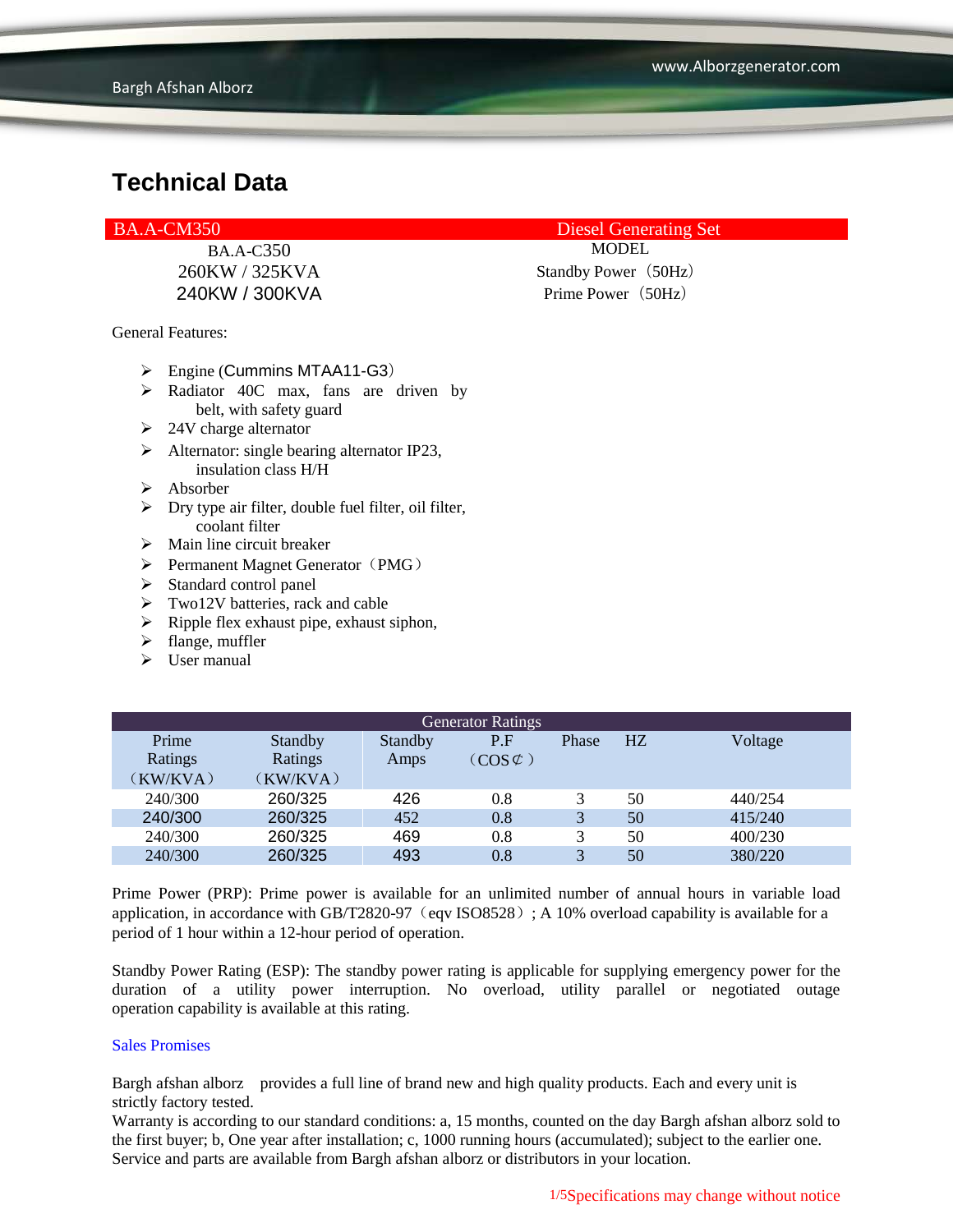# Technical Data

| BA.A-CM350 | Diesel Generating Set |
|---|---|
| BA.A-C350 | MODEL |
| 260KW / 325KVA | Standby Power（50Hz） |
| 240KW / 300KVA | Prime Power（50Hz） |

General Features:

- Engine (Cummins MTAA11-G3）
- Radiator 40C max, fans are driven by belt, with safety guard
- 24V charge alternator
- Alternator: single bearing alternator IP23, insulation class H/H
- Absorber
- Dry type air filter, double fuel filter, oil filter, coolant filter
- Main line circuit breaker
- Permanent Magnet Generator（PMG）
- Standard control panel
- Two12V batteries, rack and cable
- Ripple flex exhaust pipe, exhaust siphon,
- flange, muffler
- User manual

| Generator Ratings | | | | | | |
|---|---|---|---|---|---|---|
| Prime Ratings（KW/KVA） | Standby Ratings（KW/KVA） | Standby Amps | P.F（COS¢） | Phase | HZ | Voltage |
| 240/300 | 260/325 | 426 | 0.8 | 3 | 50 | 440/254 |
| 240/300 | 260/325 | 452 | 0.8 | 3 | 50 | 415/240 |
| 240/300 | 260/325 | 469 | 0.8 | 3 | 50 | 400/230 |
| 240/300 | 260/325 | 493 | 0.8 | 3 | 50 | 380/220 |

Prime Power (PRP): Prime power is available for an unlimited number of annual hours in variable load application, in accordance with GB/T2820-97（eqv ISO8528）; A 10% overload capability is available for a period of 1 hour within a 12-hour period of operation.

Standby Power Rating (ESP): The standby power rating is applicable for supplying emergency power for the duration of a utility power interruption. No overload, utility parallel or negotiated outage operation capability is available at this rating.

Sales Promises

Bargh afshan alborz provides a full line of brand new and high quality products. Each and every unit is strictly factory tested.
Warranty is according to our standard conditions: a, 15 months, counted on the day Bargh afshan alborz sold to the first buyer; b, One year after installation; c, 1000 running hours (accumulated); subject to the earlier one.
Service and parts are available from Bargh afshan alborz or distributors in your location.

Specifications may change without notice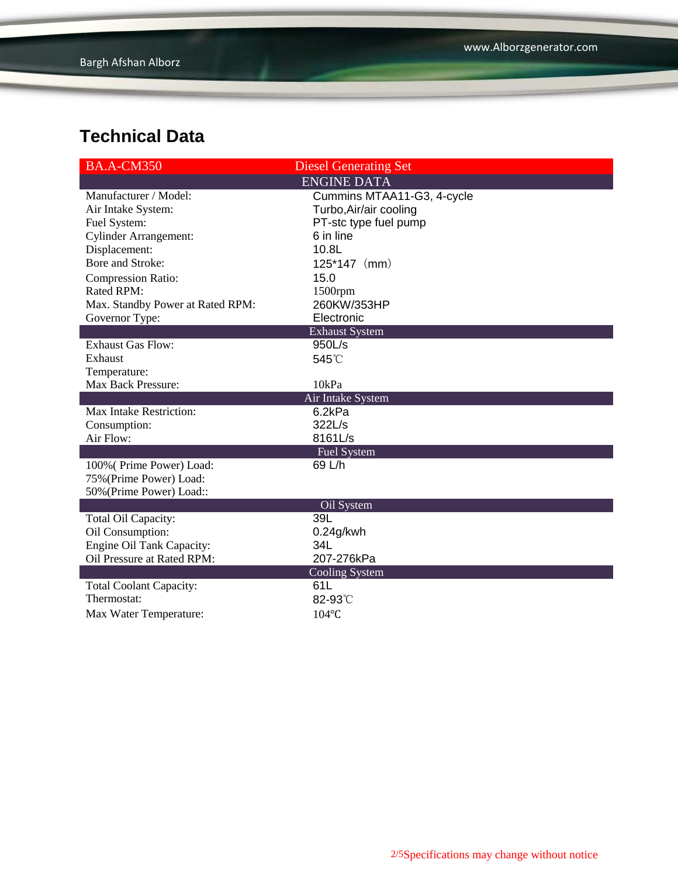# Technical Data

| BA.A-CM350 | Diesel Generating Set |
|---|---|
| **ENGINE DATA** | |
| Manufacturer / Model: | Cummins MTAA11-G3, 4-cycle |
| Air Intake System: | Turbo,Air/air cooling |
| Fuel System: | PT-stc type fuel pump |
| Cylinder Arrangement: | 6 in line |
| Displacement: | 10.8L |
| Bore and Stroke: | 125*147（mm） |
| Compression Ratio: | 15.0 |
| Rated RPM: | 1500rpm |
| Max. Standby Power at Rated RPM: | 260KW/353HP |
| Governor Type: | Electronic |
| **Exhaust System** | |
| Exhaust Gas Flow: | 950L/s |
| Exhaust Temperature: | 545℃ |
| Max Back Pressure: | 10kPa |
| **Air Intake System** | |
| Max Intake Restriction: | 6.2kPa |
| Consumption: | 322L/s |
| Air Flow: | 8161L/s |
| **Fuel System** | |
| 100%( Prime Power) Load: | 69 L/h |
| 75%(Prime Power) Load: | |
| 50%(Prime Power) Load:: | |
| **Oil System** | |
| Total Oil Capacity: | 39L |
| Oil Consumption: | 0.24g/kwh |
| Engine Oil Tank Capacity: | 34L |
| Oil Pressure at Rated RPM: | 207-276kPa |
| **Cooling System** | |
| Total Coolant Capacity: | 61L |
| Thermostat: | 82-93℃ |
| Max Water Temperature: | 104℃ |

Specifications may change without notice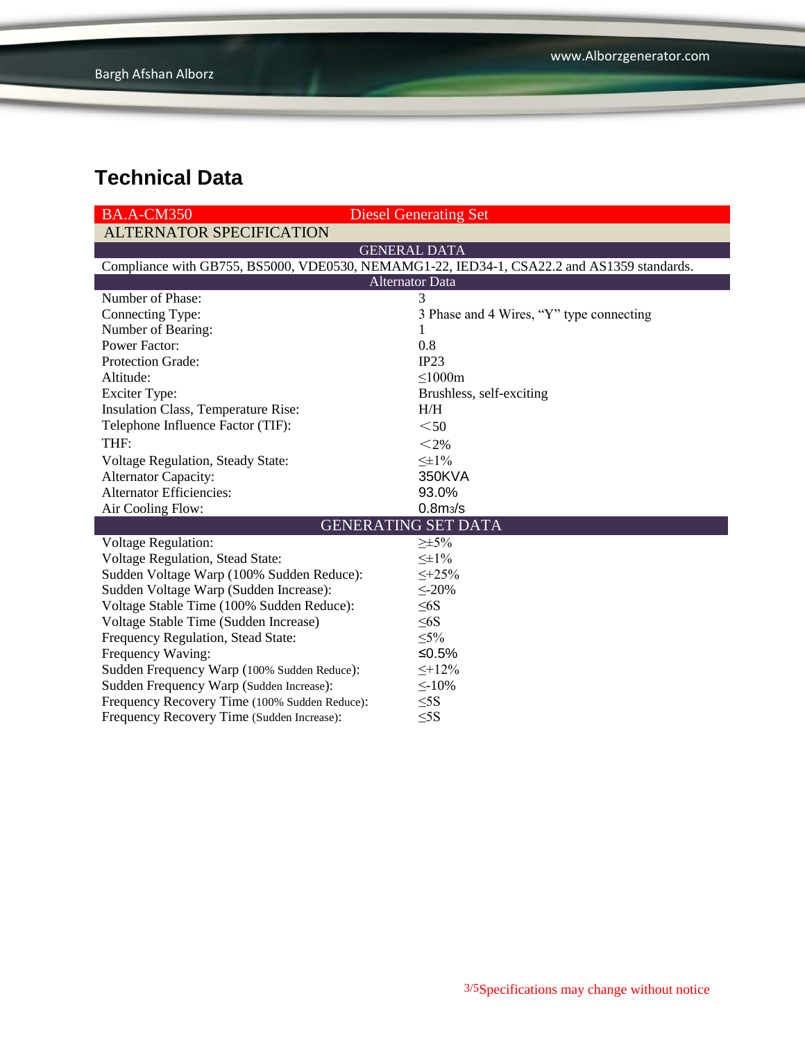## Technical Data

| BA.A-CM350 | Diesel Generating Set |
|---|---|
| **ALTERNATOR SPECIFICATION** | |
| **GENERAL DATA** | |
| Compliance with GB755, BS5000, VDE0530, NEMAMG1-22, IED34-1, CSA22.2 and AS1359 standards. | |
| **Alternator Data** | |
| Number of Phase: | 3 |
| Connecting Type: | 3 Phase and 4 Wires, “Y” type connecting |
| Number of Bearing: | 1 |
| Power Factor: | 0.8 |
| Protection Grade: | IP23 |
| Altitude: | ≤1000m |
| Exciter Type: | Brushless, self-exciting |
| Insulation Class, Temperature Rise: | H/H |
| Telephone Influence Factor (TIF): | ＜50 |
| THF: | ＜2% |
| Voltage Regulation, Steady State: | ≤±1% |
| Alternator Capacity: | 350KVA |
| Alternator Efficiencies: | 93.0% |
| Air Cooling Flow: | 0.8m3/s |
| **GENERATING SET DATA** | |
| Voltage Regulation: | ≥±5% |
| Voltage Regulation, Stead State: | ≤±1% |
| Sudden Voltage Warp (100% Sudden Reduce): | ≤+25% |
| Sudden Voltage Warp (Sudden Increase): | ≤-20% |
| Voltage Stable Time (100% Sudden Reduce): | ≤6S |
| Voltage Stable Time (Sudden Increase) | ≤6S |
| Frequency Regulation, Stead State: | ≤5% |
| Frequency Waving: | ≤0.5% |
| Sudden Frequency Warp (100% Sudden Reduce): | ≤+12% |
| Sudden Frequency Warp (Sudden Increase): | ≤-10% |
| Frequency Recovery Time (100% Sudden Reduce): | ≤5S |
| Frequency Recovery Time (Sudden Increase): | ≤5S |

Specifications may change without notice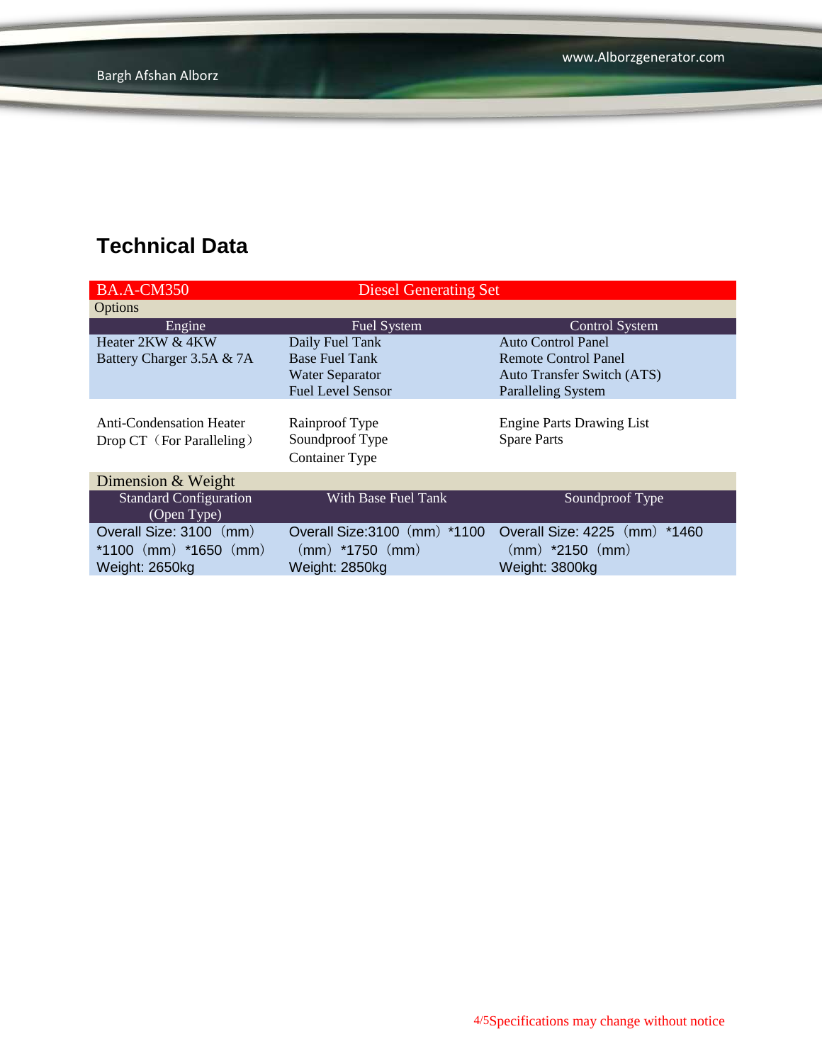## Technical Data

| BA.A-CM350 | Diesel Generating Set | |
|---|---|---|
| **Options** | | |
| **Engine** | **Fuel System** | **Control System** |
| Heater 2KW & 4KW<br>Battery Charger 3.5A & 7A | Daily Fuel Tank<br>Base Fuel Tank<br>Water Separator<br>Fuel Level Sensor | Auto Control Panel<br>Remote Control Panel<br>Auto Transfer Switch (ATS)<br>Paralleling System |
| Anti-Condensation Heater<br>Drop CT（For Paralleling） | Rainproof Type<br>Soundproof Type<br>Container Type | Engine Parts Drawing List<br>Spare Parts |
| **Dimension & Weight** | | |
| **Standard Configuration (Open Type)** | **With Base Fuel Tank** | **Soundproof Type** |
| Overall Size: 3100（mm）*1100（mm）*1650（mm）<br>Weight: 2650kg | Overall Size:3100（mm）*1100（mm）*1750（mm）<br>Weight: 2850kg | Overall Size: 4225（mm）*1460（mm）*2150（mm）<br>Weight: 3800kg |

Specifications may change without notice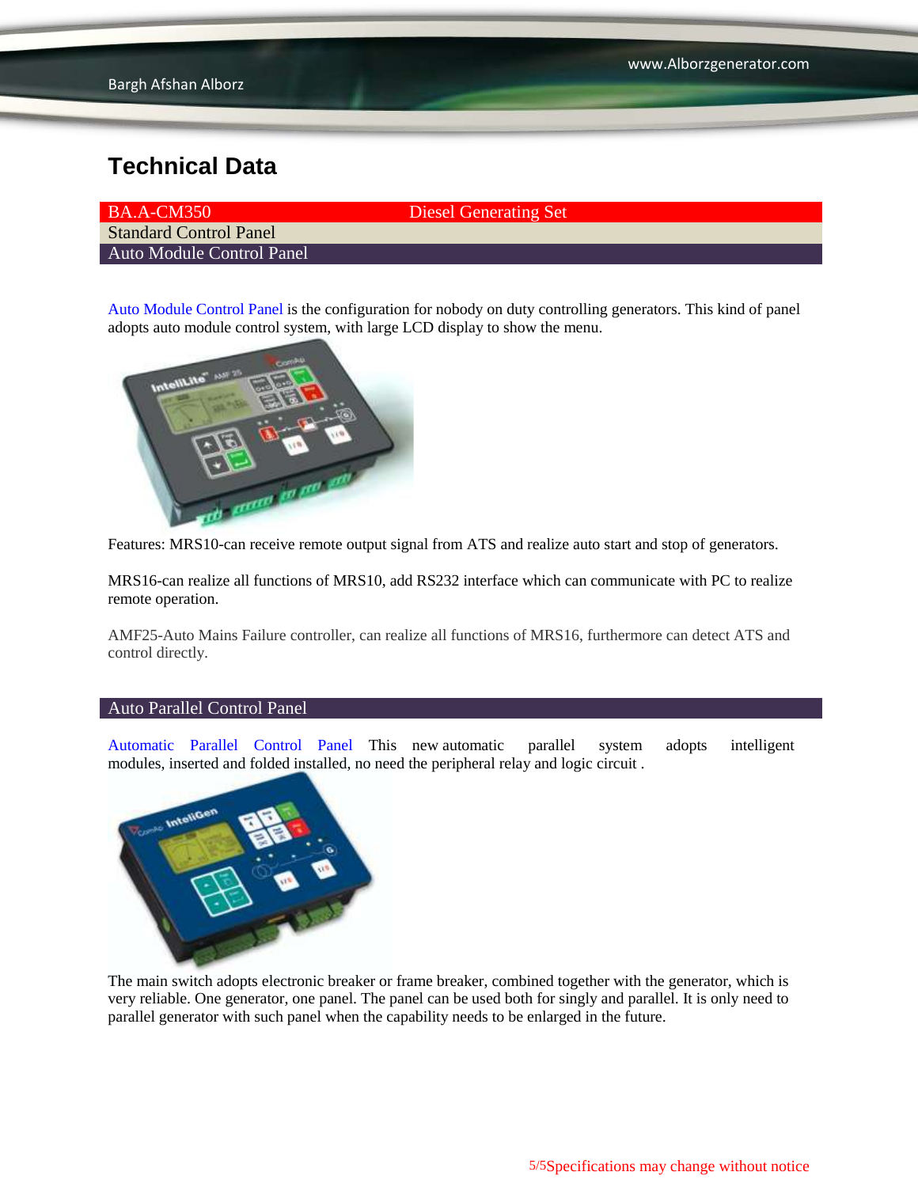## Technical Data

| | |
|---|---|
| BA.A-CM350 | Diesel Generating Set |
| Standard Control Panel | |
| Auto Module Control Panel | |

Auto Module Control Panel is the configuration for nobody on duty controlling generators. This kind of panel adopts auto module control system, with large LCD display to show the menu.

Features: MRS10-can receive remote output signal from ATS and realize auto start and stop of generators.

MRS16-can realize all functions of MRS10, add RS232 interface which can communicate with PC to realize remote operation.

AMF25-Auto Mains Failure controller, can realize all functions of MRS16, furthermore can detect ATS and control directly.

### Auto Parallel Control Panel

Automatic Parallel Control Panel This new automatic parallel system adopts intelligent modules, inserted and folded installed, no need the peripheral relay and logic circuit .

The main switch adopts electronic breaker or frame breaker, combined together with the generator, which is very reliable. One generator, one panel. The panel can be used both for singly and parallel. It is only need to parallel generator with such panel when the capability needs to be enlarged in the future.

Specifications may change without notice